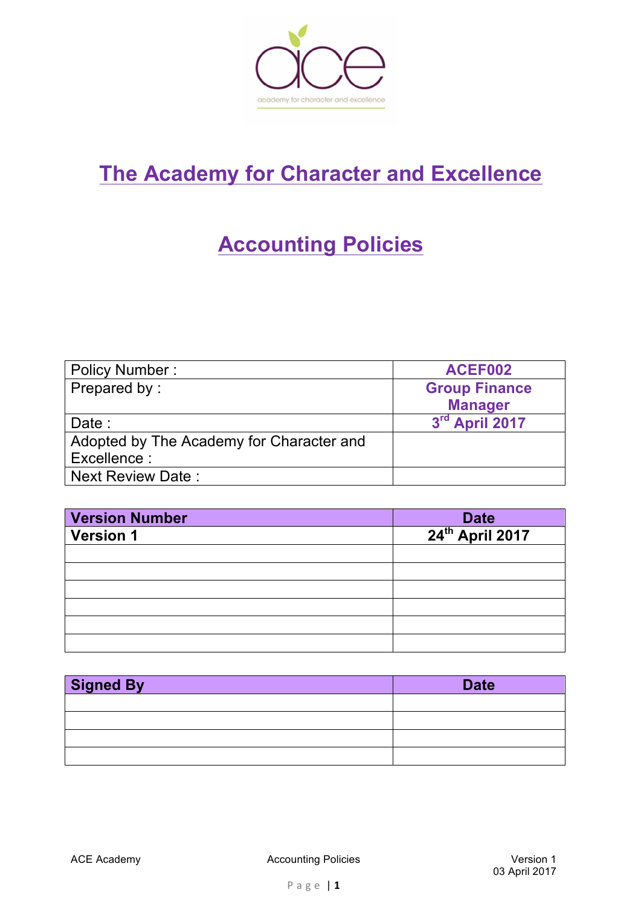# The Academy for Character and Excellence

## Accounting Policies

| | |
|---|---|
| Policy Number : | **ACEF002** |
| Prepared by : | **Group Finance Manager** |
| Date : | **3rd April 2017** |
| Adopted by The Academy for Character and Excellence : | |
| Next Review Date : | |

| **Version Number** | **Date** |
|---|---|
| **Version 1** | **24th April 2017** |
| | |
| | |
| | |
| | |
| | |
| | |

| **Signed By** | **Date** |
|---|---|
| | |
| | |
| | |
| | |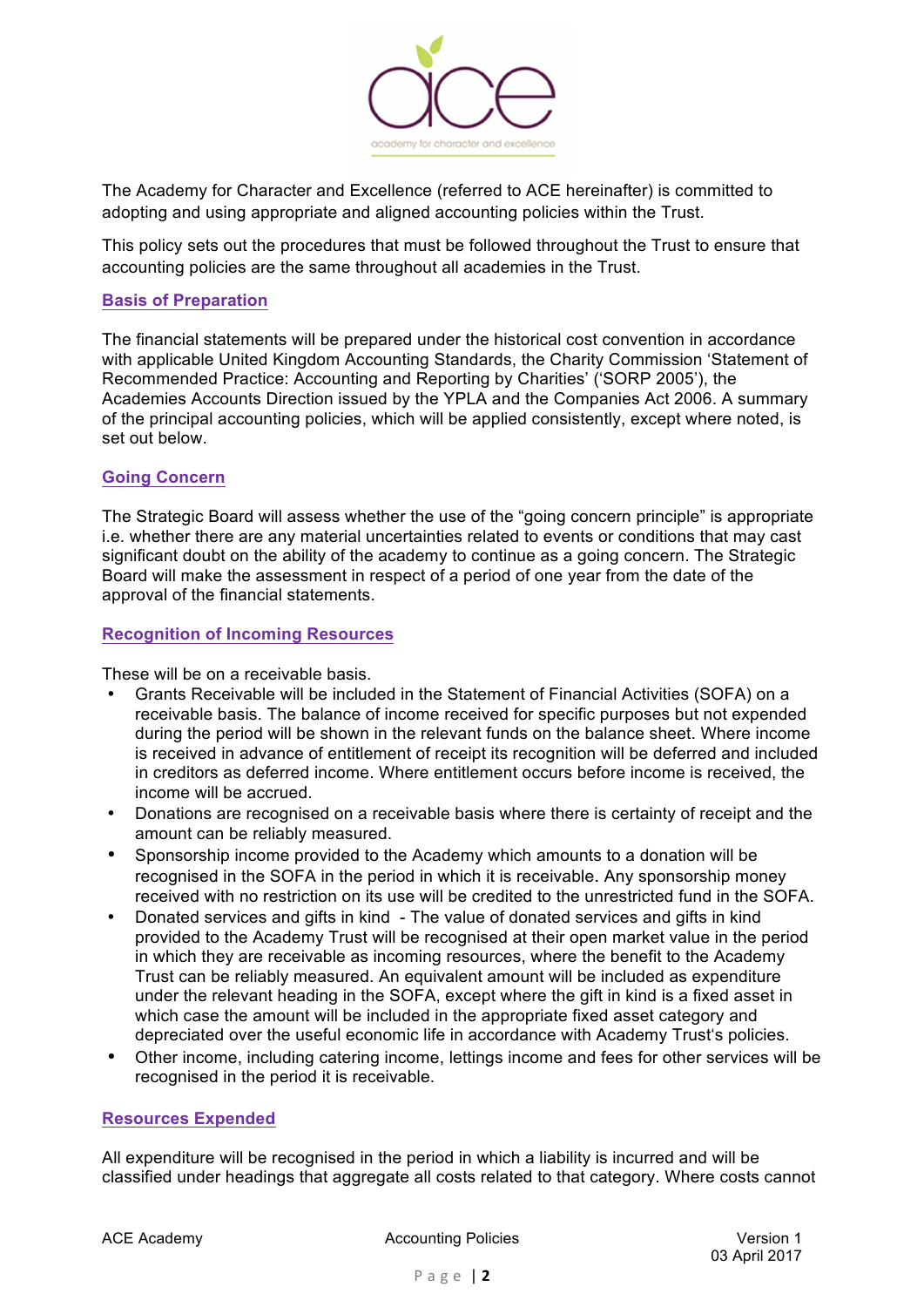The Academy for Character and Excellence (referred to ACE hereinafter) is committed to adopting and using appropriate and aligned accounting policies within the Trust.

This policy sets out the procedures that must be followed throughout the Trust to ensure that accounting policies are the same throughout all academies in the Trust.

## Basis of Preparation

The financial statements will be prepared under the historical cost convention in accordance with applicable United Kingdom Accounting Standards, the Charity Commission 'Statement of Recommended Practice: Accounting and Reporting by Charities' ('SORP 2005'), the Academies Accounts Direction issued by the YPLA and the Companies Act 2006. A summary of the principal accounting policies, which will be applied consistently, except where noted, is set out below.

## Going Concern

The Strategic Board will assess whether the use of the "going concern principle" is appropriate i.e. whether there are any material uncertainties related to events or conditions that may cast significant doubt on the ability of the academy to continue as a going concern. The Strategic Board will make the assessment in respect of a period of one year from the date of the approval of the financial statements.

## Recognition of Incoming Resources

These will be on a receivable basis.

- Grants Receivable will be included in the Statement of Financial Activities (SOFA) on a receivable basis. The balance of income received for specific purposes but not expended during the period will be shown in the relevant funds on the balance sheet. Where income is received in advance of entitlement of receipt its recognition will be deferred and included in creditors as deferred income. Where entitlement occurs before income is received, the income will be accrued.
- Donations are recognised on a receivable basis where there is certainty of receipt and the amount can be reliably measured.
- Sponsorship income provided to the Academy which amounts to a donation will be recognised in the SOFA in the period in which it is receivable. Any sponsorship money received with no restriction on its use will be credited to the unrestricted fund in the SOFA.
- Donated services and gifts in kind - The value of donated services and gifts in kind provided to the Academy Trust will be recognised at their open market value in the period in which they are receivable as incoming resources, where the benefit to the Academy Trust can be reliably measured. An equivalent amount will be included as expenditure under the relevant heading in the SOFA, except where the gift in kind is a fixed asset in which case the amount will be included in the appropriate fixed asset category and depreciated over the useful economic life in accordance with Academy Trust's policies.
- Other income, including catering income, lettings income and fees for other services will be recognised in the period it is receivable.

## Resources Expended

All expenditure will be recognised in the period in which a liability is incurred and will be classified under headings that aggregate all costs related to that category. Where costs cannot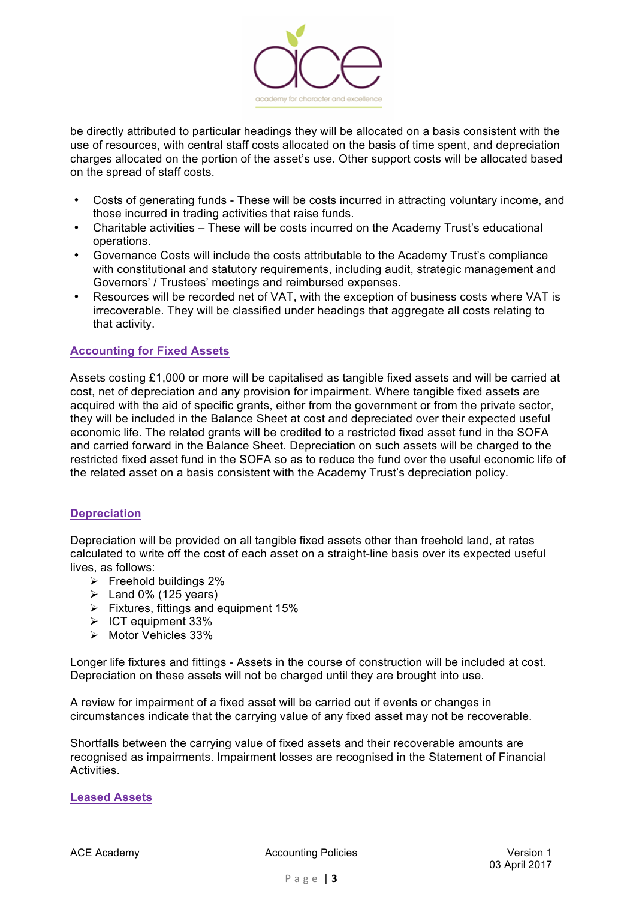be directly attributed to particular headings they will be allocated on a basis consistent with the use of resources, with central staff costs allocated on the basis of time spent, and depreciation charges allocated on the portion of the asset's use. Other support costs will be allocated based on the spread of staff costs.

- Costs of generating funds - These will be costs incurred in attracting voluntary income, and those incurred in trading activities that raise funds.
- Charitable activities – These will be costs incurred on the Academy Trust's educational operations.
- Governance Costs will include the costs attributable to the Academy Trust's compliance with constitutional and statutory requirements, including audit, strategic management and Governors' / Trustees' meetings and reimbursed expenses.
- Resources will be recorded net of VAT, with the exception of business costs where VAT is irrecoverable. They will be classified under headings that aggregate all costs relating to that activity.

## Accounting for Fixed Assets

Assets costing £1,000 or more will be capitalised as tangible fixed assets and will be carried at cost, net of depreciation and any provision for impairment. Where tangible fixed assets are acquired with the aid of specific grants, either from the government or from the private sector, they will be included in the Balance Sheet at cost and depreciated over their expected useful economic life. The related grants will be credited to a restricted fixed asset fund in the SOFA and carried forward in the Balance Sheet. Depreciation on such assets will be charged to the restricted fixed asset fund in the SOFA so as to reduce the fund over the useful economic life of the related asset on a basis consistent with the Academy Trust's depreciation policy.

## Depreciation

Depreciation will be provided on all tangible fixed assets other than freehold land, at rates calculated to write off the cost of each asset on a straight-line basis over its expected useful lives, as follows:

- Freehold buildings 2%
- Land 0% (125 years)
- Fixtures, fittings and equipment 15%
- ICT equipment 33%
- Motor Vehicles 33%

Longer life fixtures and fittings - Assets in the course of construction will be included at cost. Depreciation on these assets will not be charged until they are brought into use.

A review for impairment of a fixed asset will be carried out if events or changes in circumstances indicate that the carrying value of any fixed asset may not be recoverable.

Shortfalls between the carrying value of fixed assets and their recoverable amounts are recognised as impairments. Impairment losses are recognised in the Statement of Financial Activities.

## Leased Assets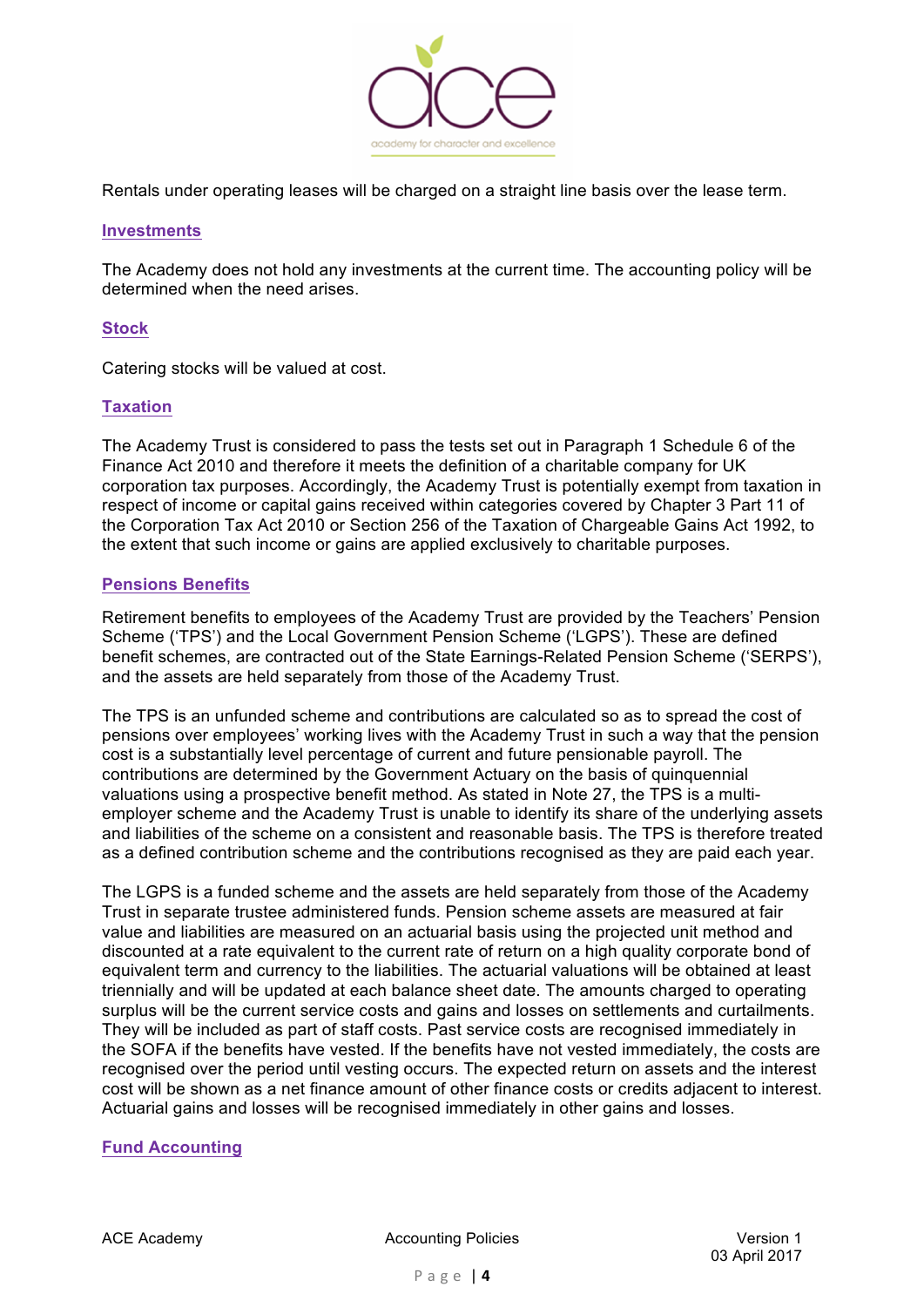Rentals under operating leases will be charged on a straight line basis over the lease term.

## Investments

The Academy does not hold any investments at the current time. The accounting policy will be determined when the need arises.

## Stock

Catering stocks will be valued at cost.

## Taxation

The Academy Trust is considered to pass the tests set out in Paragraph 1 Schedule 6 of the Finance Act 2010 and therefore it meets the definition of a charitable company for UK corporation tax purposes. Accordingly, the Academy Trust is potentially exempt from taxation in respect of income or capital gains received within categories covered by Chapter 3 Part 11 of the Corporation Tax Act 2010 or Section 256 of the Taxation of Chargeable Gains Act 1992, to the extent that such income or gains are applied exclusively to charitable purposes.

## Pensions Benefits

Retirement benefits to employees of the Academy Trust are provided by the Teachers' Pension Scheme ('TPS') and the Local Government Pension Scheme ('LGPS'). These are defined benefit schemes, are contracted out of the State Earnings-Related Pension Scheme ('SERPS'), and the assets are held separately from those of the Academy Trust.

The TPS is an unfunded scheme and contributions are calculated so as to spread the cost of pensions over employees' working lives with the Academy Trust in such a way that the pension cost is a substantially level percentage of current and future pensionable payroll. The contributions are determined by the Government Actuary on the basis of quinquennial valuations using a prospective benefit method. As stated in Note 27, the TPS is a multi-employer scheme and the Academy Trust is unable to identify its share of the underlying assets and liabilities of the scheme on a consistent and reasonable basis. The TPS is therefore treated as a defined contribution scheme and the contributions recognised as they are paid each year.

The LGPS is a funded scheme and the assets are held separately from those of the Academy Trust in separate trustee administered funds. Pension scheme assets are measured at fair value and liabilities are measured on an actuarial basis using the projected unit method and discounted at a rate equivalent to the current rate of return on a high quality corporate bond of equivalent term and currency to the liabilities. The actuarial valuations will be obtained at least triennially and will be updated at each balance sheet date. The amounts charged to operating surplus will be the current service costs and gains and losses on settlements and curtailments. They will be included as part of staff costs. Past service costs are recognised immediately in the SOFA if the benefits have vested. If the benefits have not vested immediately, the costs are recognised over the period until vesting occurs. The expected return on assets and the interest cost will be shown as a net finance amount of other finance costs or credits adjacent to interest. Actuarial gains and losses will be recognised immediately in other gains and losses.

## Fund Accounting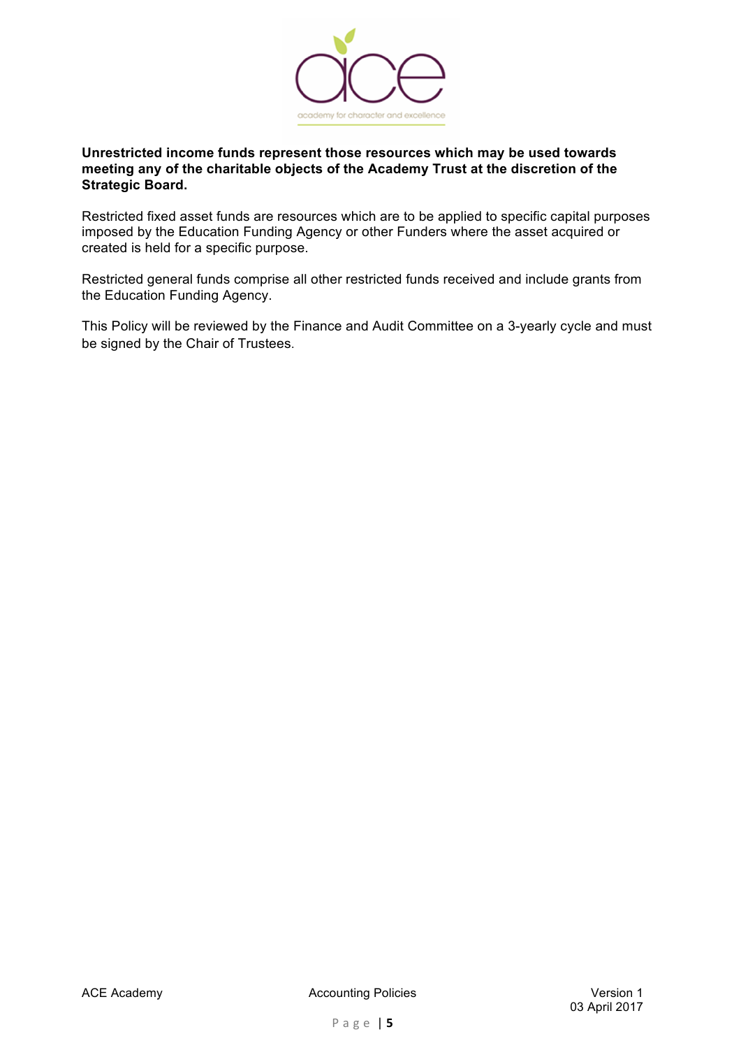**Unrestricted income funds represent those resources which may be used towards meeting any of the charitable objects of the Academy Trust at the discretion of the Strategic Board.**

Restricted fixed asset funds are resources which are to be applied to specific capital purposes imposed by the Education Funding Agency or other Funders where the asset acquired or created is held for a specific purpose.

Restricted general funds comprise all other restricted funds received and include grants from the Education Funding Agency.

This Policy will be reviewed by the Finance and Audit Committee on a 3-yearly cycle and must be signed by the Chair of Trustees.